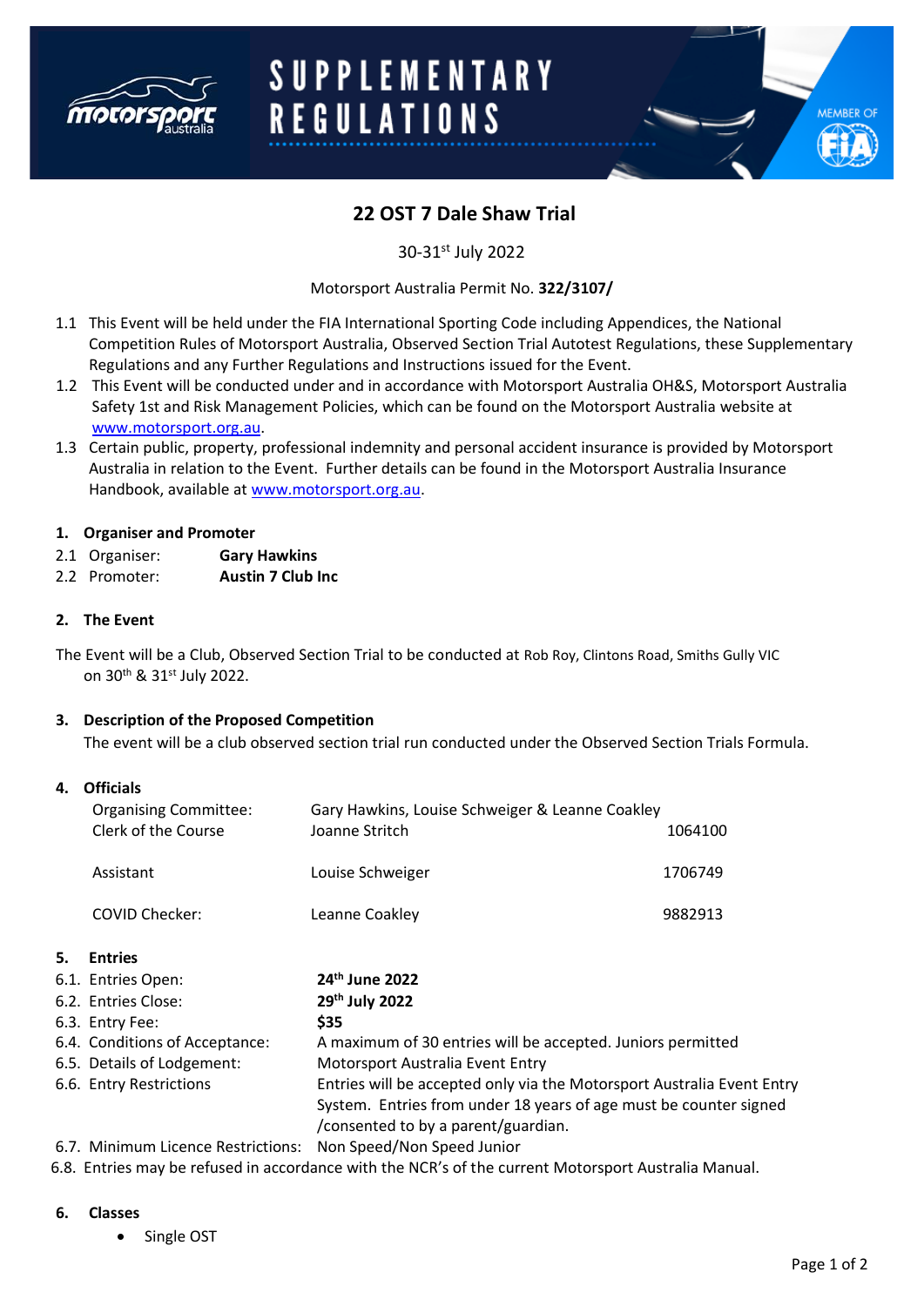# SUPPLEMENTARY REGULATIONS

## 22 OST 7 Dale Shaw Trial

30-31st July 2022

Motorsport Australia Permit No. **322/3107/**

1.1 This Event will be held under the FIA International Sporting Code including Appendices, the National Competition Rules of Motorsport Australia, Observed Section Trial Autotest Regulations, these Supplementary Regulations and any Further Regulations and Instructions issued for the Event.

1.2 This Event will be conducted under and in accordance with Motorsport Australia OH&S, Motorsport Australia Safety 1st and Risk Management Policies, which can be found on the Motorsport Australia website at www.motorsport.org.au.

1.3 Certain public, property, professional indemnity and personal accident insurance is provided by Motorsport Australia in relation to the Event. Further details can be found in the Motorsport Australia Insurance Handbook, available at www.motorsport.org.au.

**1. Organiser and Promoter**

2.1 Organiser: **Gary Hawkins**

2.2 Promoter: **Austin 7 Club Inc**

**2. The Event**

The Event will be a Club, Observed Section Trial to be conducted at Rob Roy, Clintons Road, Smiths Gully VIC on 30th & 31st July 2022.

**3. Description of the Proposed Competition**

The event will be a club observed section trial run conducted under the Observed Section Trials Formula.

**4. Officials**

| | | |
|---|---|---|
| Organising Committee: | Gary Hawkins, Louise Schweiger & Leanne Coakley | |
| Clerk of the Course | Joanne Stritch | 1064100 |
| Assistant | Louise Schweiger | 1706749 |
| COVID Checker: | Leanne Coakley | 9882913 |

**5. Entries**

| | |
|---|---|
| 6.1. Entries Open: | **24th June 2022** |
| 6.2. Entries Close: | **29th July 2022** |
| 6.3. Entry Fee: | **$35** |
| 6.4. Conditions of Acceptance: | A maximum of 30 entries will be accepted. Juniors permitted |
| 6.5. Details of Lodgement: | Motorsport Australia Event Entry |
| 6.6. Entry Restrictions | Entries will be accepted only via the Motorsport Australia Event Entry System. Entries from under 18 years of age must be counter signed /consented to by a parent/guardian. |
| 6.7. Minimum Licence Restrictions: | Non Speed/Non Speed Junior |

6.8. Entries may be refused in accordance with the NCR's of the current Motorsport Australia Manual.

**6. Classes**

- Single OST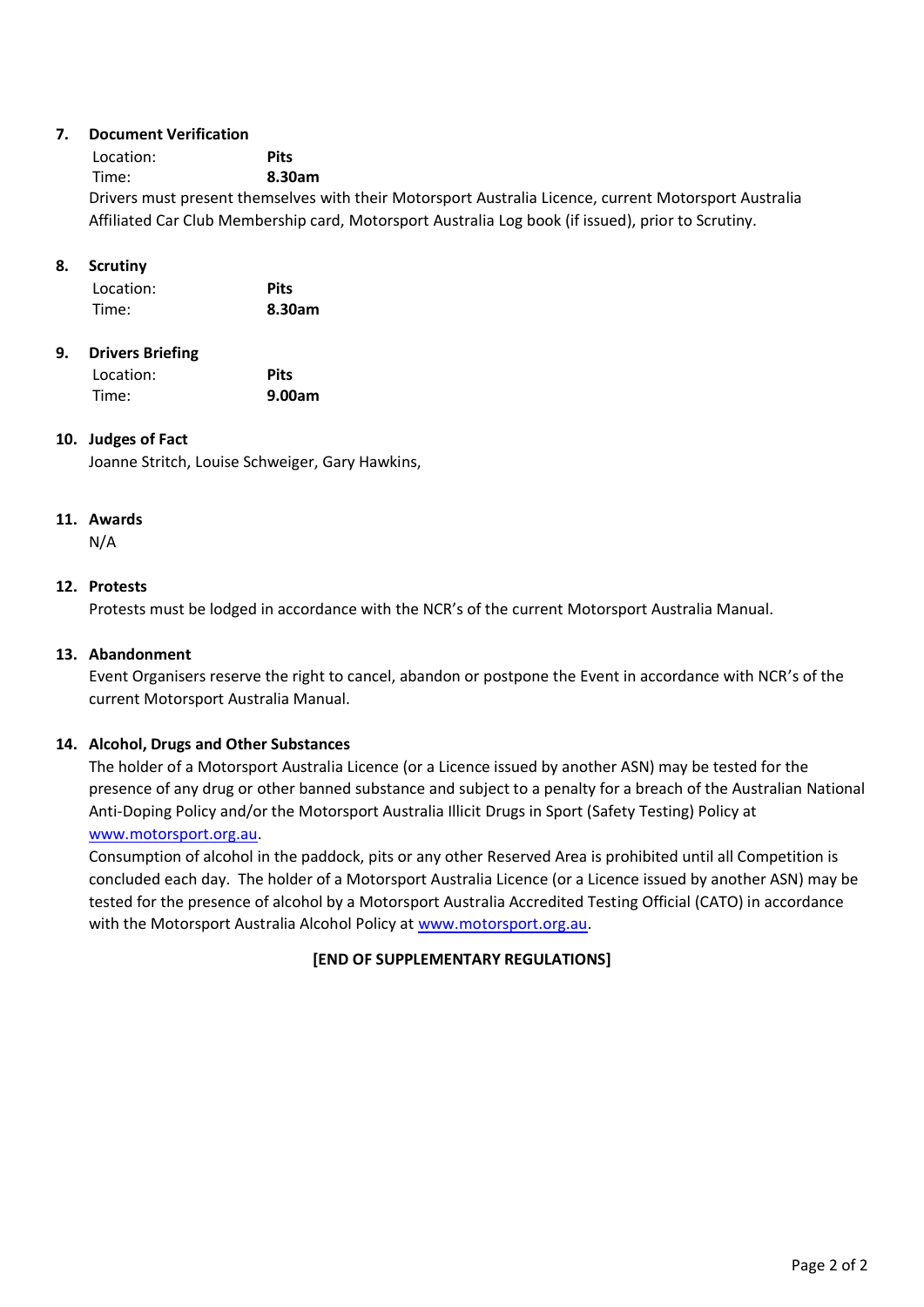## 7. Document Verification

Location: **Pits**
Time: **8.30am**

Drivers must present themselves with their Motorsport Australia Licence, current Motorsport Australia Affiliated Car Club Membership card, Motorsport Australia Log book (if issued), prior to Scrutiny.

## 8. Scrutiny

Location: **Pits**
Time: **8.30am**

## 9. Drivers Briefing

Location: **Pits**
Time: **9.00am**

## 10. Judges of Fact

Joanne Stritch, Louise Schweiger, Gary Hawkins,

## 11. Awards

N/A

## 12. Protests

Protests must be lodged in accordance with the NCR's of the current Motorsport Australia Manual.

## 13. Abandonment

Event Organisers reserve the right to cancel, abandon or postpone the Event in accordance with NCR's of the current Motorsport Australia Manual.

## 14. Alcohol, Drugs and Other Substances

The holder of a Motorsport Australia Licence (or a Licence issued by another ASN) may be tested for the presence of any drug or other banned substance and subject to a penalty for a breach of the Australian National Anti-Doping Policy and/or the Motorsport Australia Illicit Drugs in Sport (Safety Testing) Policy at www.motorsport.org.au.

Consumption of alcohol in the paddock, pits or any other Reserved Area is prohibited until all Competition is concluded each day. The holder of a Motorsport Australia Licence (or a Licence issued by another ASN) may be tested for the presence of alcohol by a Motorsport Australia Accredited Testing Official (CATO) in accordance with the Motorsport Australia Alcohol Policy at www.motorsport.org.au.

**[END OF SUPPLEMENTARY REGULATIONS]**